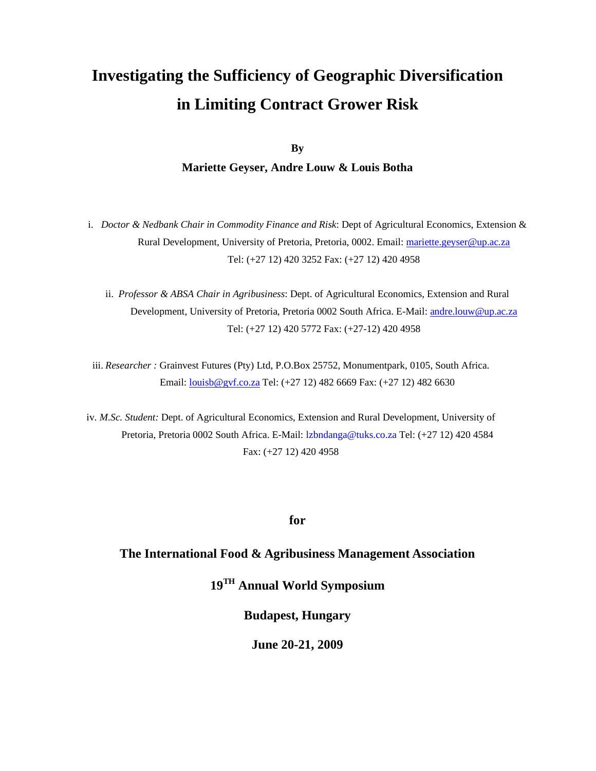# Investigating the Sufficiency of Geographic Diversification in Limiting Contract Grower Risk

**By**

**Mariette Geyser, Andre Louw & Louis Botha**

i. *Doctor & Nedbank Chair in Commodity Finance and Risk*: Dept of Agricultural Economics, Extension & Rural Development, University of Pretoria, Pretoria, 0002. Email: mariette.geyser@up.ac.za Tel: (+27 12) 420 3252 Fax: (+27 12) 420 4958

ii. *Professor & ABSA Chair in Agribusiness*: Dept. of Agricultural Economics, Extension and Rural Development, University of Pretoria, Pretoria 0002 South Africa. E-Mail: andre.louw@up.ac.za Tel: (+27 12) 420 5772 Fax: (+27-12) 420 4958

iii. *Researcher :* Grainvest Futures (Pty) Ltd, P.O.Box 25752, Monumentpark, 0105, South Africa. Email: louisb@gvf.co.za Tel: (+27 12) 482 6669 Fax: (+27 12) 482 6630

iv. *M.Sc. Student:* Dept. of Agricultural Economics, Extension and Rural Development, University of Pretoria, Pretoria 0002 South Africa. E-Mail: lzbndanga@tuks.co.za Tel: (+27 12) 420 4584 Fax: (+27 12) 420 4958

**for**

**The International Food & Agribusiness Management Association**

**19TH Annual World Symposium**

**Budapest, Hungary**

**June 20-21, 2009**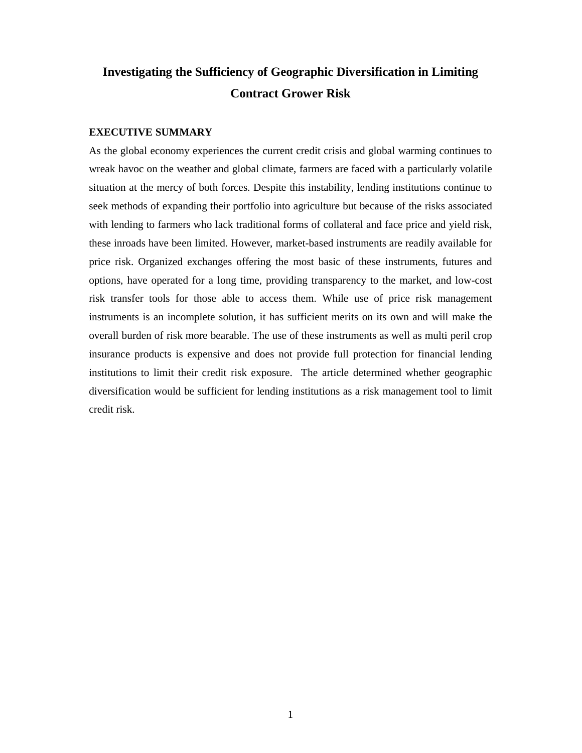# Investigating the Sufficiency of Geographic Diversification in Limiting Contract Grower Risk

## EXECUTIVE SUMMARY

As the global economy experiences the current credit crisis and global warming continues to wreak havoc on the weather and global climate, farmers are faced with a particularly volatile situation at the mercy of both forces. Despite this instability, lending institutions continue to seek methods of expanding their portfolio into agriculture but because of the risks associated with lending to farmers who lack traditional forms of collateral and face price and yield risk, these inroads have been limited. However, market-based instruments are readily available for price risk. Organized exchanges offering the most basic of these instruments, futures and options, have operated for a long time, providing transparency to the market, and low-cost risk transfer tools for those able to access them. While use of price risk management instruments is an incomplete solution, it has sufficient merits on its own and will make the overall burden of risk more bearable. The use of these instruments as well as multi peril crop insurance products is expensive and does not provide full protection for financial lending institutions to limit their credit risk exposure. The article determined whether geographic diversification would be sufficient for lending institutions as a risk management tool to limit credit risk.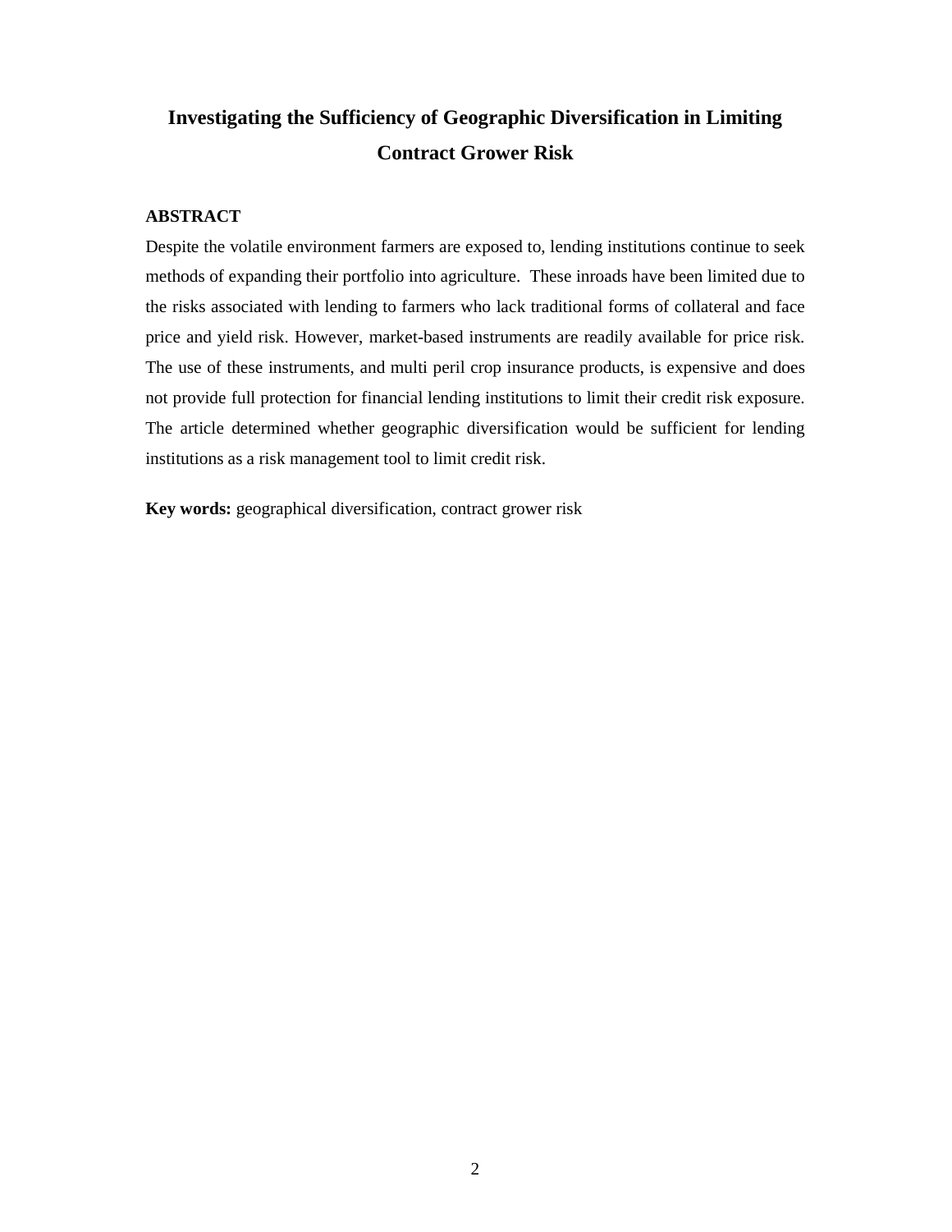# Investigating the Sufficiency of Geographic Diversification in Limiting Contract Grower Risk

## ABSTRACT

Despite the volatile environment farmers are exposed to, lending institutions continue to seek methods of expanding their portfolio into agriculture. These inroads have been limited due to the risks associated with lending to farmers who lack traditional forms of collateral and face price and yield risk. However, market-based instruments are readily available for price risk. The use of these instruments, and multi peril crop insurance products, is expensive and does not provide full protection for financial lending institutions to limit their credit risk exposure. The article determined whether geographic diversification would be sufficient for lending institutions as a risk management tool to limit credit risk.

**Key words:** geographical diversification, contract grower risk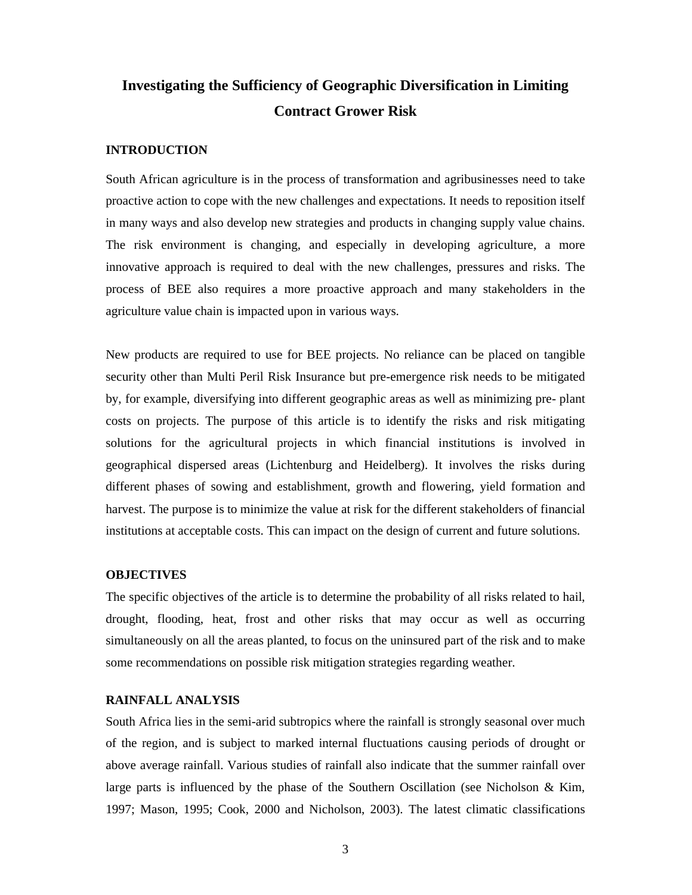# Investigating the Sufficiency of Geographic Diversification in Limiting Contract Grower Risk

## INTRODUCTION

South African agriculture is in the process of transformation and agribusinesses need to take proactive action to cope with the new challenges and expectations. It needs to reposition itself in many ways and also develop new strategies and products in changing supply value chains. The risk environment is changing, and especially in developing agriculture, a more innovative approach is required to deal with the new challenges, pressures and risks. The process of BEE also requires a more proactive approach and many stakeholders in the agriculture value chain is impacted upon in various ways.

New products are required to use for BEE projects. No reliance can be placed on tangible security other than Multi Peril Risk Insurance but pre-emergence risk needs to be mitigated by, for example, diversifying into different geographic areas as well as minimizing pre- plant costs on projects. The purpose of this article is to identify the risks and risk mitigating solutions for the agricultural projects in which financial institutions is involved in geographical dispersed areas (Lichtenburg and Heidelberg). It involves the risks during different phases of sowing and establishment, growth and flowering, yield formation and harvest. The purpose is to minimize the value at risk for the different stakeholders of financial institutions at acceptable costs. This can impact on the design of current and future solutions.

## OBJECTIVES

The specific objectives of the article is to determine the probability of all risks related to hail, drought, flooding, heat, frost and other risks that may occur as well as occurring simultaneously on all the areas planted, to focus on the uninsured part of the risk and to make some recommendations on possible risk mitigation strategies regarding weather.

## RAINFALL ANALYSIS

South Africa lies in the semi-arid subtropics where the rainfall is strongly seasonal over much of the region, and is subject to marked internal fluctuations causing periods of drought or above average rainfall. Various studies of rainfall also indicate that the summer rainfall over large parts is influenced by the phase of the Southern Oscillation (see Nicholson & Kim, 1997; Mason, 1995; Cook, 2000 and Nicholson, 2003). The latest climatic classifications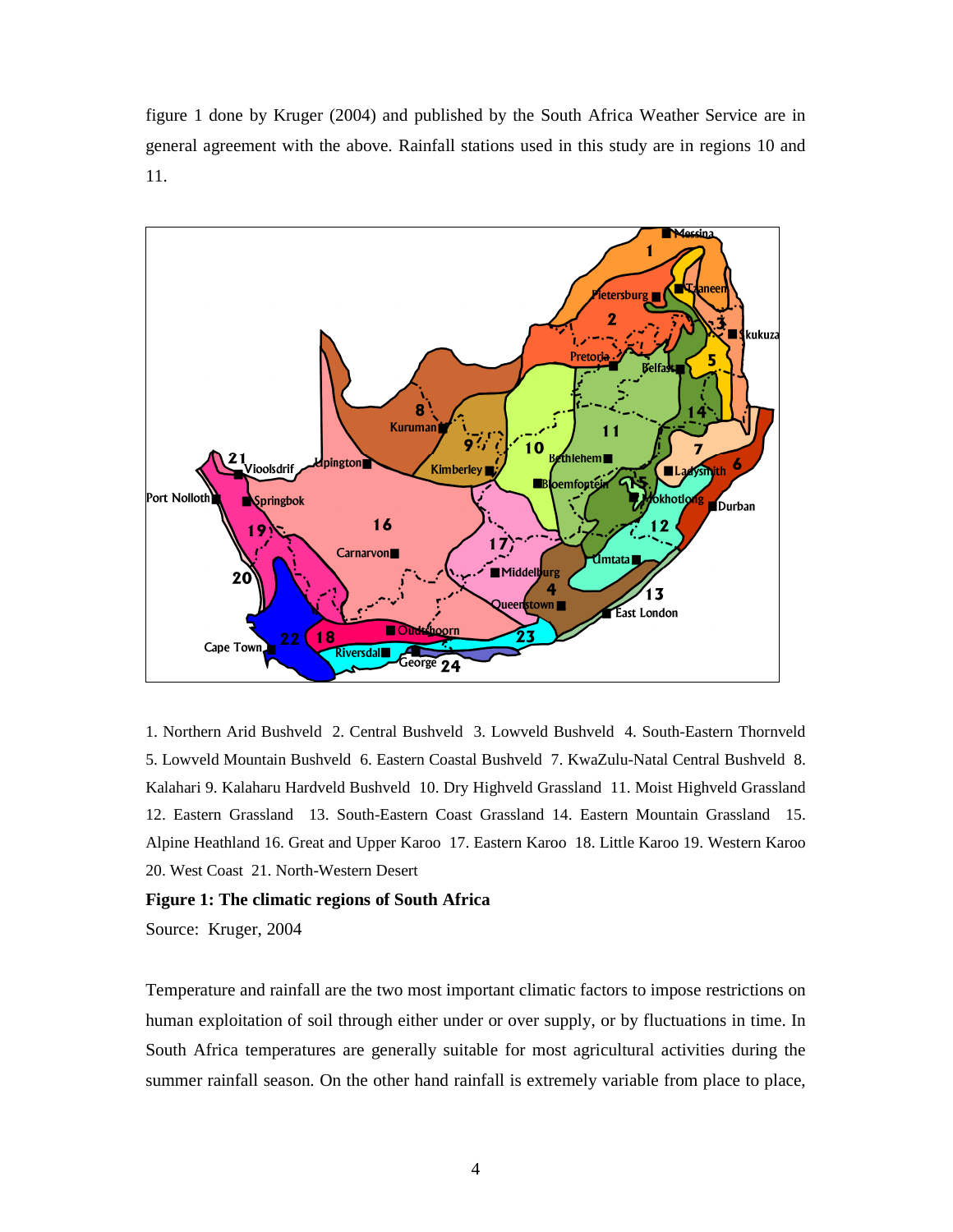figure 1 done by Kruger (2004) and published by the South Africa Weather Service are in general agreement with the above. Rainfall stations used in this study are in regions 10 and 11.

1. Northern Arid Bushveld 2. Central Bushveld 3. Lowveld Bushveld 4. South-Eastern Thornveld 5. Lowveld Mountain Bushveld 6. Eastern Coastal Bushveld 7. KwaZulu-Natal Central Bushveld 8. Kalahari 9. Kalaharu Hardveld Bushveld 10. Dry Highveld Grassland 11. Moist Highveld Grassland 12. Eastern Grassland 13. South-Eastern Coast Grassland 14. Eastern Mountain Grassland 15. Alpine Heathland 16. Great and Upper Karoo 17. Eastern Karoo 18. Little Karoo 19. Western Karoo 20. West Coast 21. North-Western Desert

**Figure 1: The climatic regions of South Africa**

Source: Kruger, 2004

Temperature and rainfall are the two most important climatic factors to impose restrictions on human exploitation of soil through either under or over supply, or by fluctuations in time. In South Africa temperatures are generally suitable for most agricultural activities during the summer rainfall season. On the other hand rainfall is extremely variable from place to place,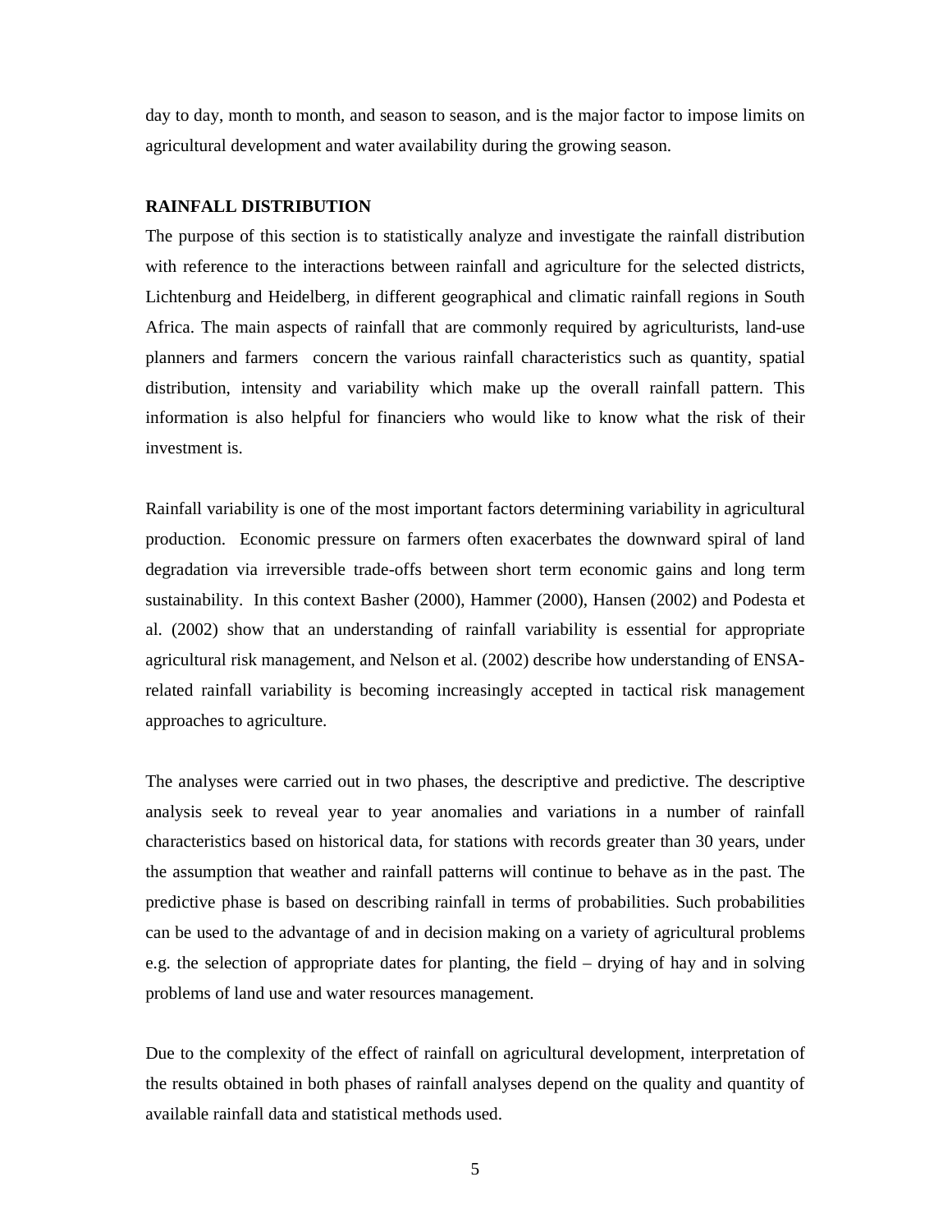day to day, month to month, and season to season, and is the major factor to impose limits on agricultural development and water availability during the growing season.

## RAINFALL DISTRIBUTION

The purpose of this section is to statistically analyze and investigate the rainfall distribution with reference to the interactions between rainfall and agriculture for the selected districts, Lichtenburg and Heidelberg, in different geographical and climatic rainfall regions in South Africa. The main aspects of rainfall that are commonly required by agriculturists, land-use planners and farmers concern the various rainfall characteristics such as quantity, spatial distribution, intensity and variability which make up the overall rainfall pattern. This information is also helpful for financiers who would like to know what the risk of their investment is.

Rainfall variability is one of the most important factors determining variability in agricultural production. Economic pressure on farmers often exacerbates the downward spiral of land degradation via irreversible trade-offs between short term economic gains and long term sustainability. In this context Basher (2000), Hammer (2000), Hansen (2002) and Podesta et al. (2002) show that an understanding of rainfall variability is essential for appropriate agricultural risk management, and Nelson et al. (2002) describe how understanding of ENSA-related rainfall variability is becoming increasingly accepted in tactical risk management approaches to agriculture.

The analyses were carried out in two phases, the descriptive and predictive. The descriptive analysis seek to reveal year to year anomalies and variations in a number of rainfall characteristics based on historical data, for stations with records greater than 30 years, under the assumption that weather and rainfall patterns will continue to behave as in the past. The predictive phase is based on describing rainfall in terms of probabilities. Such probabilities can be used to the advantage of and in decision making on a variety of agricultural problems e.g. the selection of appropriate dates for planting, the field – drying of hay and in solving problems of land use and water resources management.

Due to the complexity of the effect of rainfall on agricultural development, interpretation of the results obtained in both phases of rainfall analyses depend on the quality and quantity of available rainfall data and statistical methods used.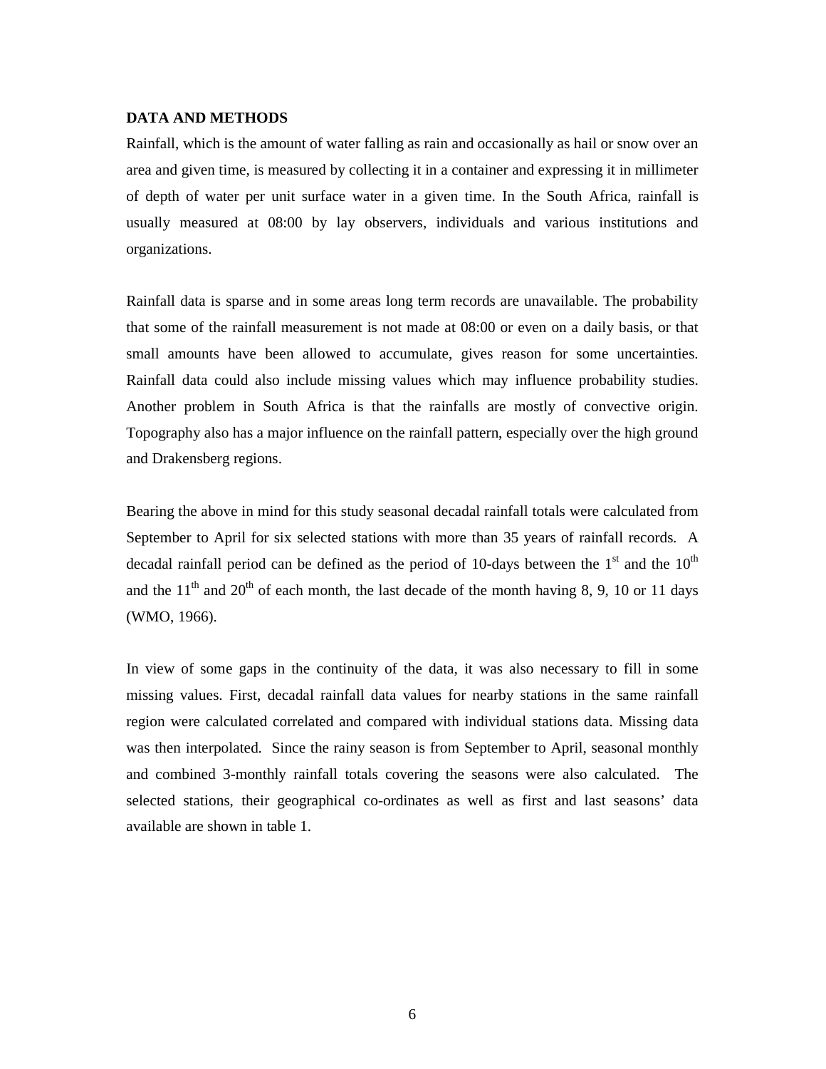## DATA AND METHODS

Rainfall, which is the amount of water falling as rain and occasionally as hail or snow over an area and given time, is measured by collecting it in a container and expressing it in millimeter of depth of water per unit surface water in a given time. In the South Africa, rainfall is usually measured at 08:00 by lay observers, individuals and various institutions and organizations.

Rainfall data is sparse and in some areas long term records are unavailable. The probability that some of the rainfall measurement is not made at 08:00 or even on a daily basis, or that small amounts have been allowed to accumulate, gives reason for some uncertainties. Rainfall data could also include missing values which may influence probability studies. Another problem in South Africa is that the rainfalls are mostly of convective origin. Topography also has a major influence on the rainfall pattern, especially over the high ground and Drakensberg regions.

Bearing the above in mind for this study seasonal decadal rainfall totals were calculated from September to April for six selected stations with more than 35 years of rainfall records. A decadal rainfall period can be defined as the period of 10-days between the 1st and the 10th and the 11th and 20th of each month, the last decade of the month having 8, 9, 10 or 11 days (WMO, 1966).

In view of some gaps in the continuity of the data, it was also necessary to fill in some missing values. First, decadal rainfall data values for nearby stations in the same rainfall region were calculated correlated and compared with individual stations data. Missing data was then interpolated. Since the rainy season is from September to April, seasonal monthly and combined 3-monthly rainfall totals covering the seasons were also calculated. The selected stations, their geographical co-ordinates as well as first and last seasons' data available are shown in table 1.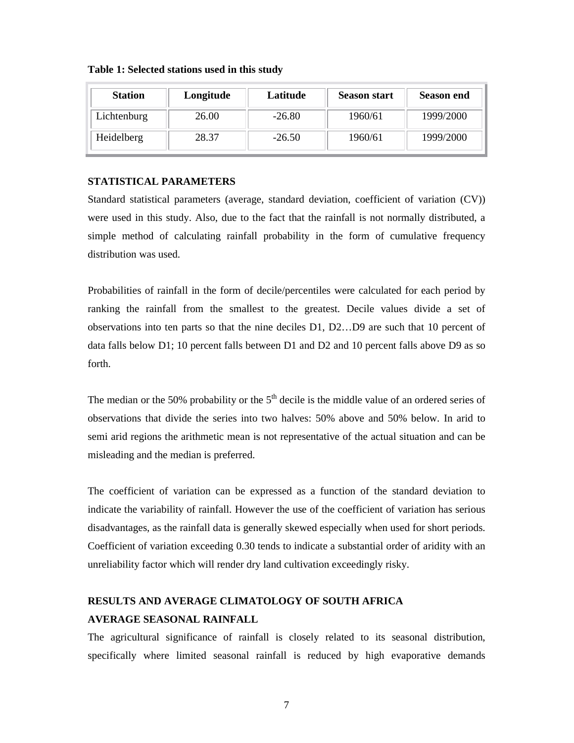**Table 1: Selected stations used in this study**

| Station | Longitude | Latitude | Season start | Season end |
|---|---|---|---|---|
| Lichtenburg | 26.00 | -26.80 | 1960/61 | 1999/2000 |
| Heidelberg | 28.37 | -26.50 | 1960/61 | 1999/2000 |

## STATISTICAL PARAMETERS

Standard statistical parameters (average, standard deviation, coefficient of variation (CV)) were used in this study. Also, due to the fact that the rainfall is not normally distributed, a simple method of calculating rainfall probability in the form of cumulative frequency distribution was used.

Probabilities of rainfall in the form of decile/percentiles were calculated for each period by ranking the rainfall from the smallest to the greatest. Decile values divide a set of observations into ten parts so that the nine deciles D1, D2…D9 are such that 10 percent of data falls below D1; 10 percent falls between D1 and D2 and 10 percent falls above D9 as so forth.

The median or the 50% probability or the $5^{th}$ decile is the middle value of an ordered series of observations that divide the series into two halves: 50% above and 50% below. In arid to semi arid regions the arithmetic mean is not representative of the actual situation and can be misleading and the median is preferred.

The coefficient of variation can be expressed as a function of the standard deviation to indicate the variability of rainfall. However the use of the coefficient of variation has serious disadvantages, as the rainfall data is generally skewed especially when used for short periods. Coefficient of variation exceeding 0.30 tends to indicate a substantial order of aridity with an unreliability factor which will render dry land cultivation exceedingly risky.

## RESULTS AND AVERAGE CLIMATOLOGY OF SOUTH AFRICA

### AVERAGE SEASONAL RAINFALL

The agricultural significance of rainfall is closely related to its seasonal distribution, specifically where limited seasonal rainfall is reduced by high evaporative demands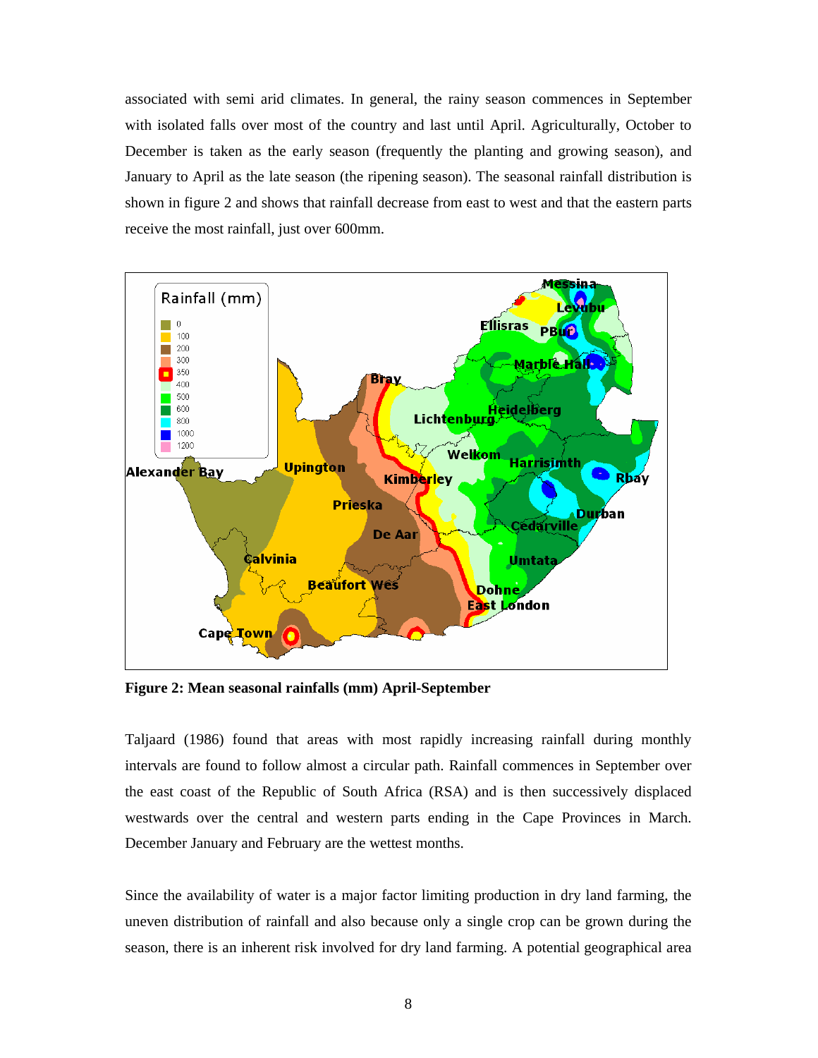associated with semi arid climates. In general, the rainy season commences in September with isolated falls over most of the country and last until April. Agriculturally, October to December is taken as the early season (frequently the planting and growing season), and January to April as the late season (the ripening season). The seasonal rainfall distribution is shown in figure 2 and shows that rainfall decrease from east to west and that the eastern parts receive the most rainfall, just over 600mm.

**Figure 2: Mean seasonal rainfalls (mm) April-September**

Taljaard (1986) found that areas with most rapidly increasing rainfall during monthly intervals are found to follow almost a circular path. Rainfall commences in September over the east coast of the Republic of South Africa (RSA) and is then successively displaced westwards over the central and western parts ending in the Cape Provinces in March. December January and February are the wettest months.

Since the availability of water is a major factor limiting production in dry land farming, the uneven distribution of rainfall and also because only a single crop can be grown during the season, there is an inherent risk involved for dry land farming. A potential geographical area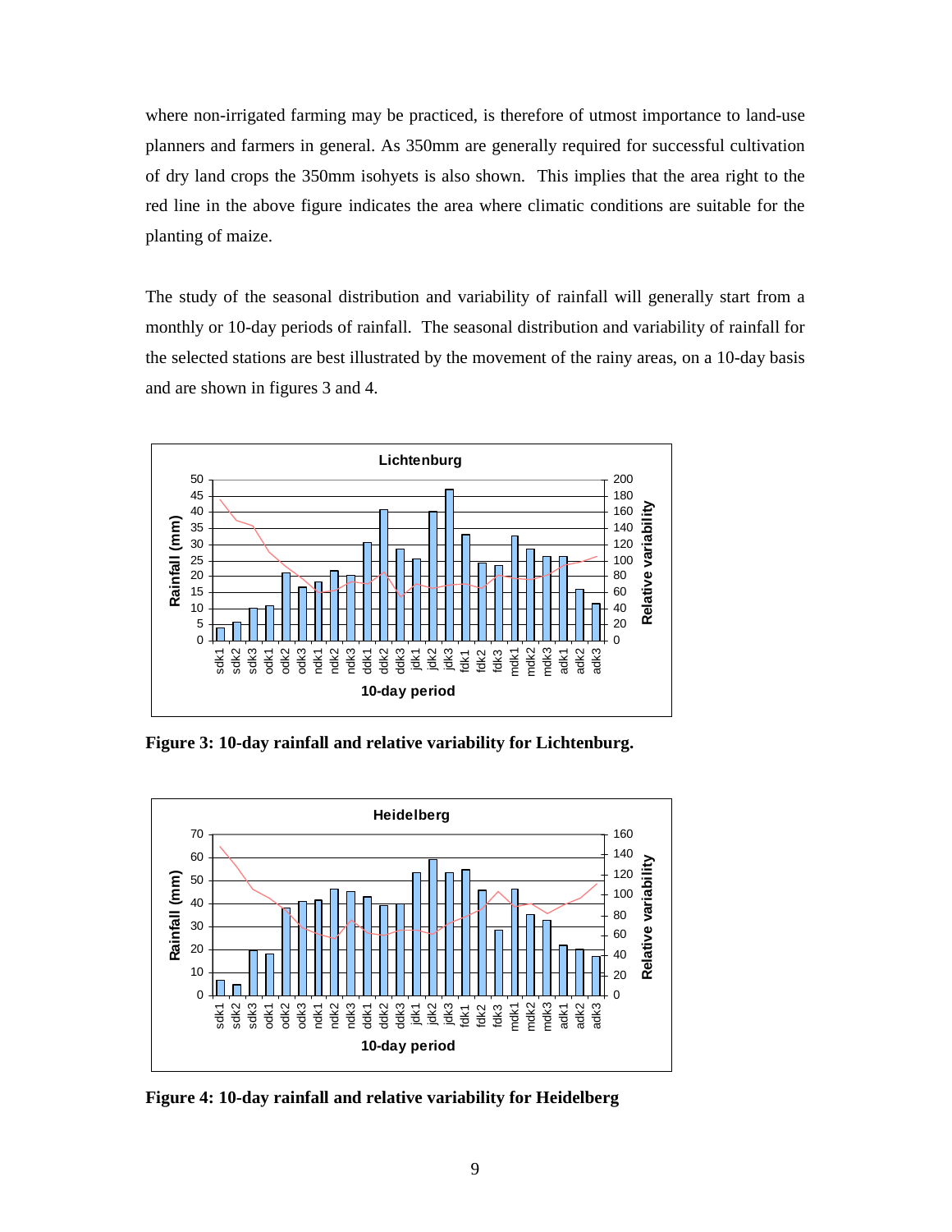where non-irrigated farming may be practiced, is therefore of utmost importance to land-use planners and farmers in general. As 350mm are generally required for successful cultivation of dry land crops the 350mm isohyets is also shown. This implies that the area right to the red line in the above figure indicates the area where climatic conditions are suitable for the planting of maize.

The study of the seasonal distribution and variability of rainfall will generally start from a monthly or 10-day periods of rainfall. The seasonal distribution and variability of rainfall for the selected stations are best illustrated by the movement of the rainy areas, on a 10-day basis and are shown in figures 3 and 4.

**Figure 3: 10-day rainfall and relative variability for Lichtenburg.**

**Figure 4: 10-day rainfall and relative variability for Heidelberg**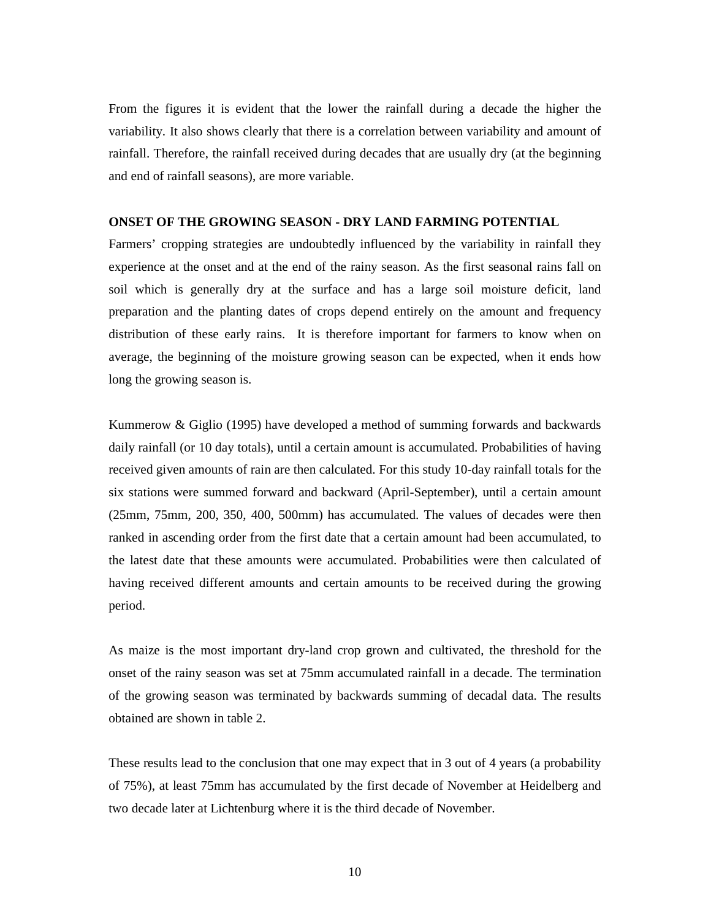From the figures it is evident that the lower the rainfall during a decade the higher the variability. It also shows clearly that there is a correlation between variability and amount of rainfall. Therefore, the rainfall received during decades that are usually dry (at the beginning and end of rainfall seasons), are more variable.

**ONSET OF THE GROWING SEASON - DRY LAND FARMING POTENTIAL**

Farmers' cropping strategies are undoubtedly influenced by the variability in rainfall they experience at the onset and at the end of the rainy season. As the first seasonal rains fall on soil which is generally dry at the surface and has a large soil moisture deficit, land preparation and the planting dates of crops depend entirely on the amount and frequency distribution of these early rains. It is therefore important for farmers to know when on average, the beginning of the moisture growing season can be expected, when it ends how long the growing season is.

Kummerow & Giglio (1995) have developed a method of summing forwards and backwards daily rainfall (or 10 day totals), until a certain amount is accumulated. Probabilities of having received given amounts of rain are then calculated. For this study 10-day rainfall totals for the six stations were summed forward and backward (April-September), until a certain amount (25mm, 75mm, 200, 350, 400, 500mm) has accumulated. The values of decades were then ranked in ascending order from the first date that a certain amount had been accumulated, to the latest date that these amounts were accumulated. Probabilities were then calculated of having received different amounts and certain amounts to be received during the growing period.

As maize is the most important dry-land crop grown and cultivated, the threshold for the onset of the rainy season was set at 75mm accumulated rainfall in a decade. The termination of the growing season was terminated by backwards summing of decadal data. The results obtained are shown in table 2.

These results lead to the conclusion that one may expect that in 3 out of 4 years (a probability of 75%), at least 75mm has accumulated by the first decade of November at Heidelberg and two decade later at Lichtenburg where it is the third decade of November.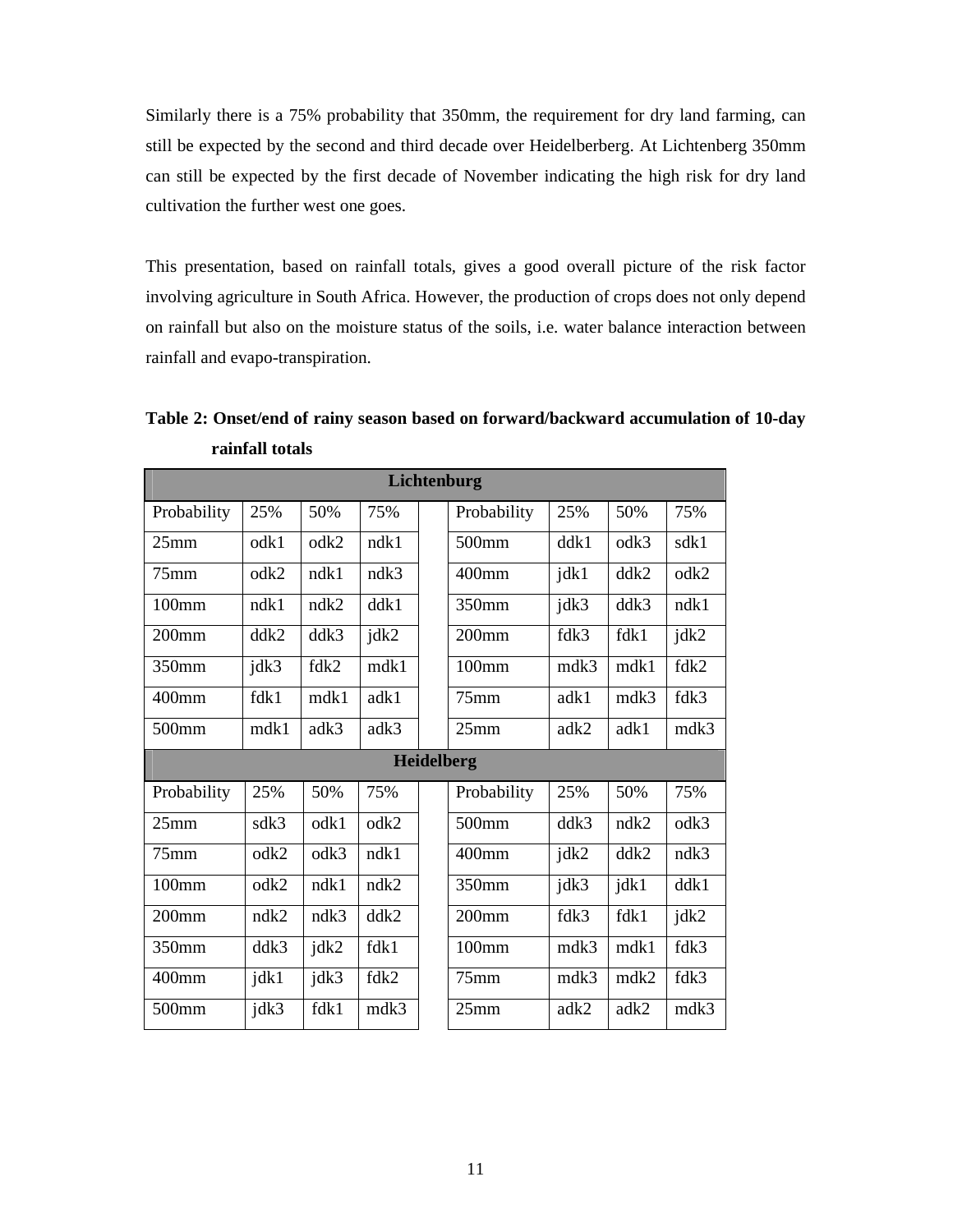Similarly there is a 75% probability that 350mm, the requirement for dry land farming, can still be expected by the second and third decade over Heidelberberg. At Lichtenberg 350mm can still be expected by the first decade of November indicating the high risk for dry land cultivation the further west one goes.

This presentation, based on rainfall totals, gives a good overall picture of the risk factor involving agriculture in South Africa. However, the production of crops does not only depend on rainfall but also on the moisture status of the soils, i.e. water balance interaction between rainfall and evapo-transpiration.

**Table 2: Onset/end of rainy season based on forward/backward accumulation of 10-day rainfall totals**

| Lichtenburg | | | | | | | | |
|---|---|---|---|---|---|---|---|---|
| Probability | 25% | 50% | 75% | | Probability | 25% | 50% | 75% |
| 25mm | odk1 | odk2 | ndk1 | | 500mm | ddk1 | odk3 | sdk1 |
| 75mm | odk2 | ndk1 | ndk3 | | 400mm | jdk1 | ddk2 | odk2 |
| 100mm | ndk1 | ndk2 | ddk1 | | 350mm | jdk3 | ddk3 | ndk1 |
| 200mm | ddk2 | ddk3 | jdk2 | | 200mm | fdk3 | fdk1 | jdk2 |
| 350mm | jdk3 | fdk2 | mdk1 | | 100mm | mdk3 | mdk1 | fdk2 |
| 400mm | fdk1 | mdk1 | adk1 | | 75mm | adk1 | mdk3 | fdk3 |
| 500mm | mdk1 | adk3 | adk3 | | 25mm | adk2 | adk1 | mdk3 |
| **Heidelberg** | | | | | | | | |
| Probability | 25% | 50% | 75% | | Probability | 25% | 50% | 75% |
| 25mm | sdk3 | odk1 | odk2 | | 500mm | ddk3 | ndk2 | odk3 |
| 75mm | odk2 | odk3 | ndk1 | | 400mm | jdk2 | ddk2 | ndk3 |
| 100mm | odk2 | ndk1 | ndk2 | | 350mm | jdk3 | jdk1 | ddk1 |
| 200mm | ndk2 | ndk3 | ddk2 | | 200mm | fdk3 | fdk1 | jdk2 |
| 350mm | ddk3 | jdk2 | fdk1 | | 100mm | mdk3 | mdk1 | fdk3 |
| 400mm | jdk1 | jdk3 | fdk2 | | 75mm | mdk3 | mdk2 | fdk3 |
| 500mm | jdk3 | fdk1 | mdk3 | | 25mm | adk2 | adk2 | mdk3 |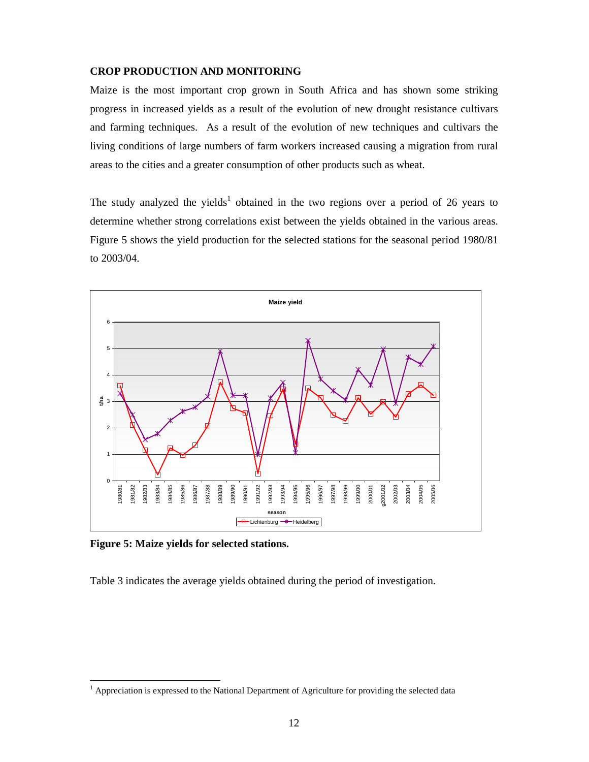**CROP PRODUCTION AND MONITORING**

Maize is the most important crop grown in South Africa and has shown some striking progress in increased yields as a result of the evolution of new drought resistance cultivars and farming techniques. As a result of the evolution of new techniques and cultivars the living conditions of large numbers of farm workers increased causing a migration from rural areas to the cities and a greater consumption of other products such as wheat.

The study analyzed the yields[1] obtained in the two regions over a period of 26 years to determine whether strong correlations exist between the yields obtained in the various areas. Figure 5 shows the yield production for the selected stations for the seasonal period 1980/81 to 2003/04.

**Figure 5: Maize yields for selected stations.**

Table 3 indicates the average yields obtained during the period of investigation.

[1] Appreciation is expressed to the National Department of Agriculture for providing the selected data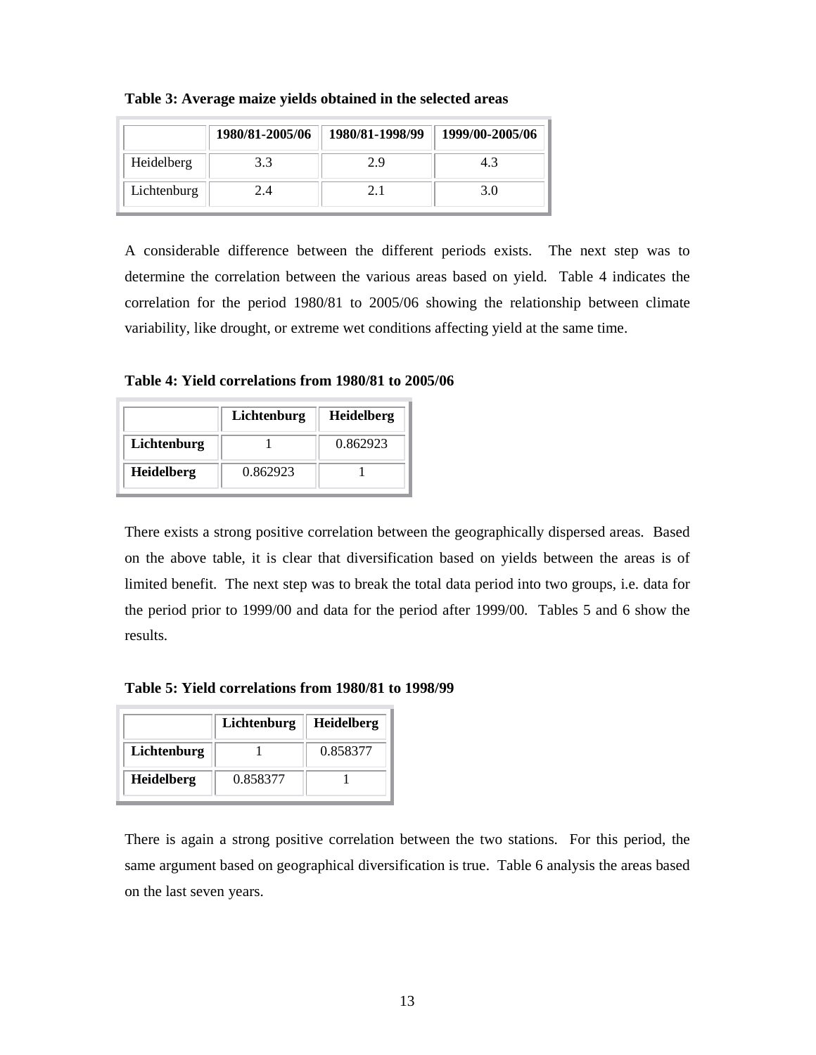**Table 3: Average maize yields obtained in the selected areas**

| | 1980/81-2005/06 | 1980/81-1998/99 | 1999/00-2005/06 |
|---|---|---|---|
| Heidelberg | 3.3 | 2.9 | 4.3 |
| Lichtenburg | 2.4 | 2.1 | 3.0 |

A considerable difference between the different periods exists. The next step was to determine the correlation between the various areas based on yield. Table 4 indicates the correlation for the period 1980/81 to 2005/06 showing the relationship between climate variability, like drought, or extreme wet conditions affecting yield at the same time.

**Table 4: Yield correlations from 1980/81 to 2005/06**

| | Lichtenburg | Heidelberg |
|---|---|---|
| **Lichtenburg** | 1 | 0.862923 |
| **Heidelberg** | 0.862923 | 1 |

There exists a strong positive correlation between the geographically dispersed areas. Based on the above table, it is clear that diversification based on yields between the areas is of limited benefit. The next step was to break the total data period into two groups, i.e. data for the period prior to 1999/00 and data for the period after 1999/00. Tables 5 and 6 show the results.

**Table 5: Yield correlations from 1980/81 to 1998/99**

| | Lichtenburg | Heidelberg |
|---|---|---|
| **Lichtenburg** | 1 | 0.858377 |
| **Heidelberg** | 0.858377 | 1 |

There is again a strong positive correlation between the two stations. For this period, the same argument based on geographical diversification is true. Table 6 analysis the areas based on the last seven years.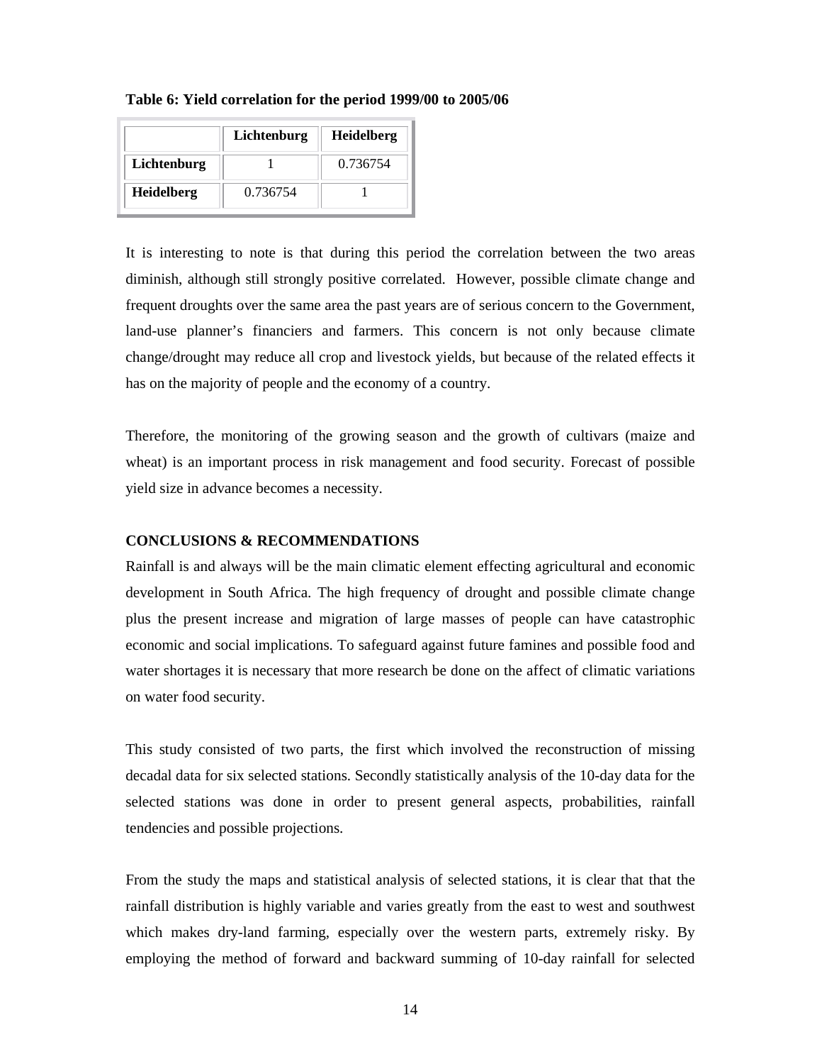**Table 6: Yield correlation for the period 1999/00 to 2005/06**

| | Lichtenburg | Heidelberg |
|---|---|---|
| **Lichtenburg** | 1 | 0.736754 |
| **Heidelberg** | 0.736754 | 1 |

It is interesting to note is that during this period the correlation between the two areas diminish, although still strongly positive correlated. However, possible climate change and frequent droughts over the same area the past years are of serious concern to the Government, land-use planner's financiers and farmers. This concern is not only because climate change/drought may reduce all crop and livestock yields, but because of the related effects it has on the majority of people and the economy of a country.

Therefore, the monitoring of the growing season and the growth of cultivars (maize and wheat) is an important process in risk management and food security. Forecast of possible yield size in advance becomes a necessity.

## CONCLUSIONS & RECOMMENDATIONS

Rainfall is and always will be the main climatic element effecting agricultural and economic development in South Africa. The high frequency of drought and possible climate change plus the present increase and migration of large masses of people can have catastrophic economic and social implications. To safeguard against future famines and possible food and water shortages it is necessary that more research be done on the affect of climatic variations on water food security.

This study consisted of two parts, the first which involved the reconstruction of missing decadal data for six selected stations. Secondly statistically analysis of the 10-day data for the selected stations was done in order to present general aspects, probabilities, rainfall tendencies and possible projections.

From the study the maps and statistical analysis of selected stations, it is clear that that the rainfall distribution is highly variable and varies greatly from the east to west and southwest which makes dry-land farming, especially over the western parts, extremely risky. By employing the method of forward and backward summing of 10-day rainfall for selected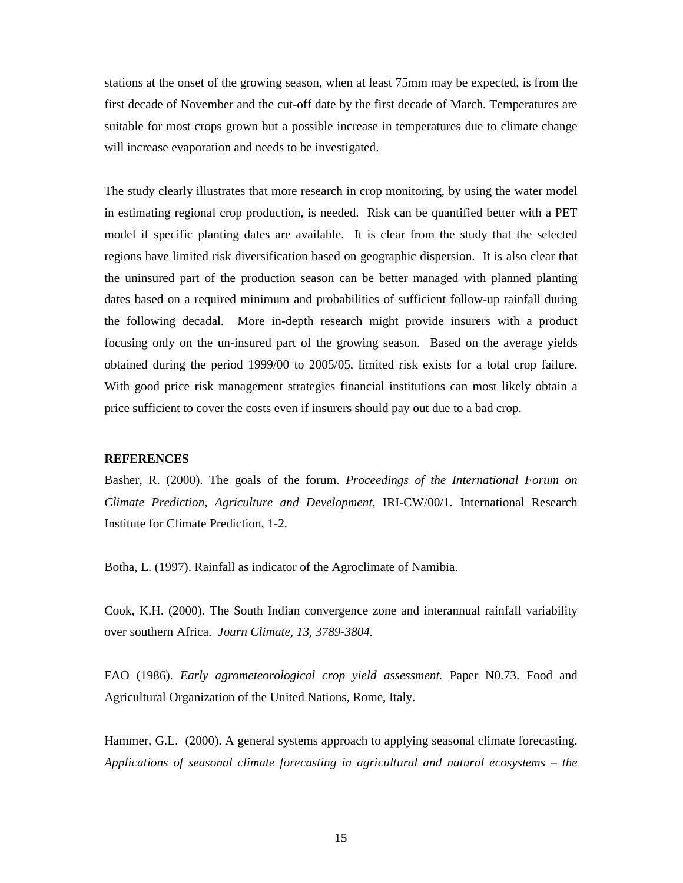stations at the onset of the growing season, when at least 75mm may be expected, is from the first decade of November and the cut-off date by the first decade of March. Temperatures are suitable for most crops grown but a possible increase in temperatures due to climate change will increase evaporation and needs to be investigated.

The study clearly illustrates that more research in crop monitoring, by using the water model in estimating regional crop production, is needed. Risk can be quantified better with a PET model if specific planting dates are available. It is clear from the study that the selected regions have limited risk diversification based on geographic dispersion. It is also clear that the uninsured part of the production season can be better managed with planned planting dates based on a required minimum and probabilities of sufficient follow-up rainfall during the following decadal. More in-depth research might provide insurers with a product focusing only on the un-insured part of the growing season. Based on the average yields obtained during the period 1999/00 to 2005/05, limited risk exists for a total crop failure. With good price risk management strategies financial institutions can most likely obtain a price sufficient to cover the costs even if insurers should pay out due to a bad crop.

**REFERENCES**

Basher, R. (2000). The goals of the forum. *Proceedings of the International Forum on Climate Prediction, Agriculture and Development,* IRI-CW/00/1. International Research Institute for Climate Prediction, 1-2.

Botha, L. (1997). Rainfall as indicator of the Agroclimate of Namibia.

Cook, K.H. (2000). The South Indian convergence zone and interannual rainfall variability over southern Africa. *Journ Climate, 13, 3789-3804.*

FAO (1986). *Early agrometeorological crop yield assessment.* Paper N0.73. Food and Agricultural Organization of the United Nations, Rome, Italy.

Hammer, G.L. (2000). A general systems approach to applying seasonal climate forecasting. *Applications of seasonal climate forecasting in agricultural and natural ecosystems – the*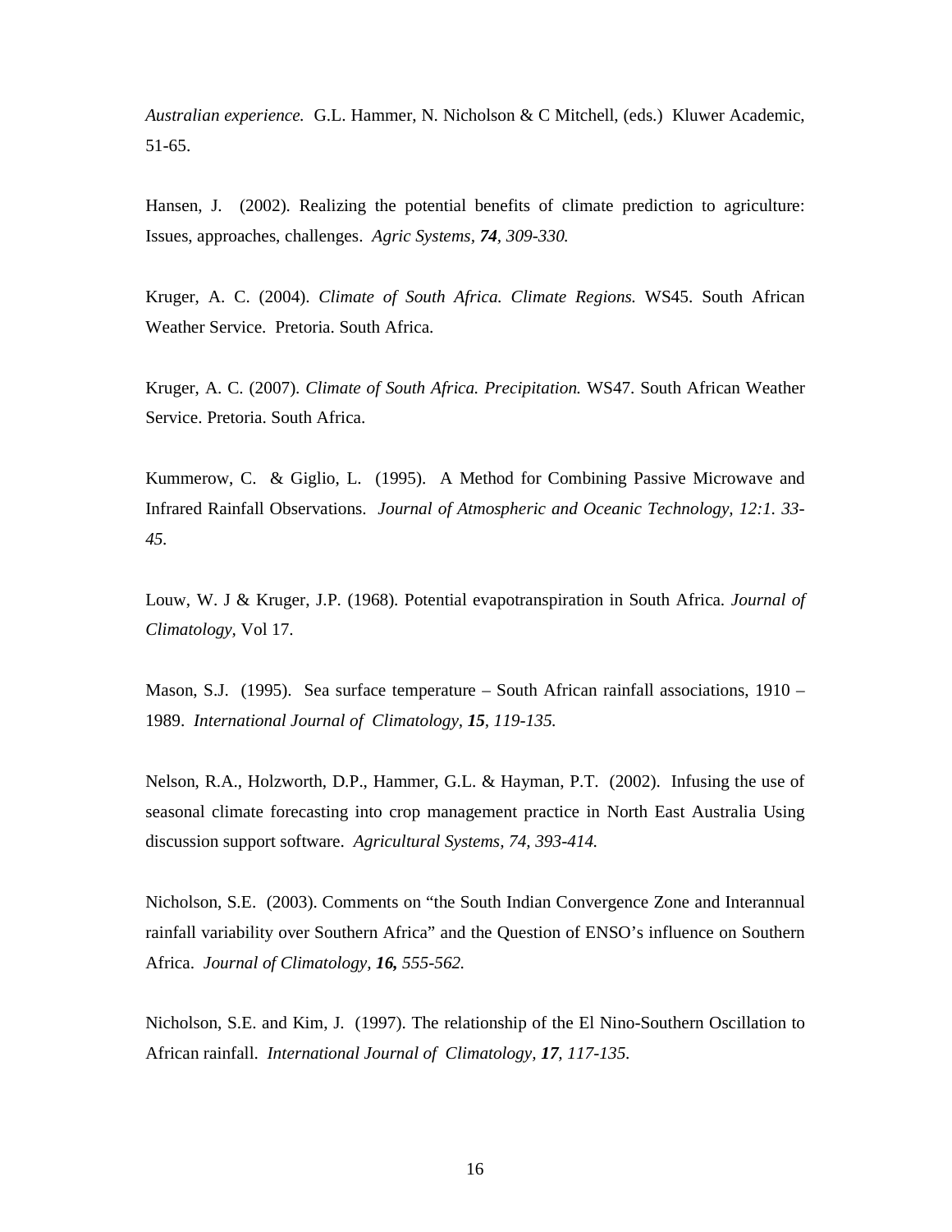*Australian experience.* G.L. Hammer, N. Nicholson & C Mitchell, (eds.) Kluwer Academic, 51-65.

Hansen, J. (2002). Realizing the potential benefits of climate prediction to agriculture: Issues, approaches, challenges. *Agric Systems, **74**, 309-330.*

Kruger, A. C. (2004). *Climate of South Africa. Climate Regions.* WS45. South African Weather Service. Pretoria. South Africa.

Kruger, A. C. (2007). *Climate of South Africa. Precipitation.* WS47. South African Weather Service. Pretoria. South Africa.

Kummerow, C. & Giglio, L. (1995). A Method for Combining Passive Microwave and Infrared Rainfall Observations. *Journal of Atmospheric and Oceanic Technology, 12:1. 33-45.*

Louw, W. J & Kruger, J.P. (1968). Potential evapotranspiration in South Africa. *Journal of Climatology,* Vol 17.

Mason, S.J. (1995). Sea surface temperature – South African rainfall associations, 1910 – 1989. *International Journal of Climatology, **15**, 119-135.*

Nelson, R.A., Holzworth, D.P., Hammer, G.L. & Hayman, P.T. (2002). Infusing the use of seasonal climate forecasting into crop management practice in North East Australia Using discussion support software. *Agricultural Systems, 74, 393-414.*

Nicholson, S.E. (2003). Comments on "the South Indian Convergence Zone and Interannual rainfall variability over Southern Africa" and the Question of ENSO's influence on Southern Africa. *Journal of Climatology, **16,** 555-562.*

Nicholson, S.E. and Kim, J. (1997). The relationship of the El Nino-Southern Oscillation to African rainfall. *International Journal of Climatology, **17**, 117-135.*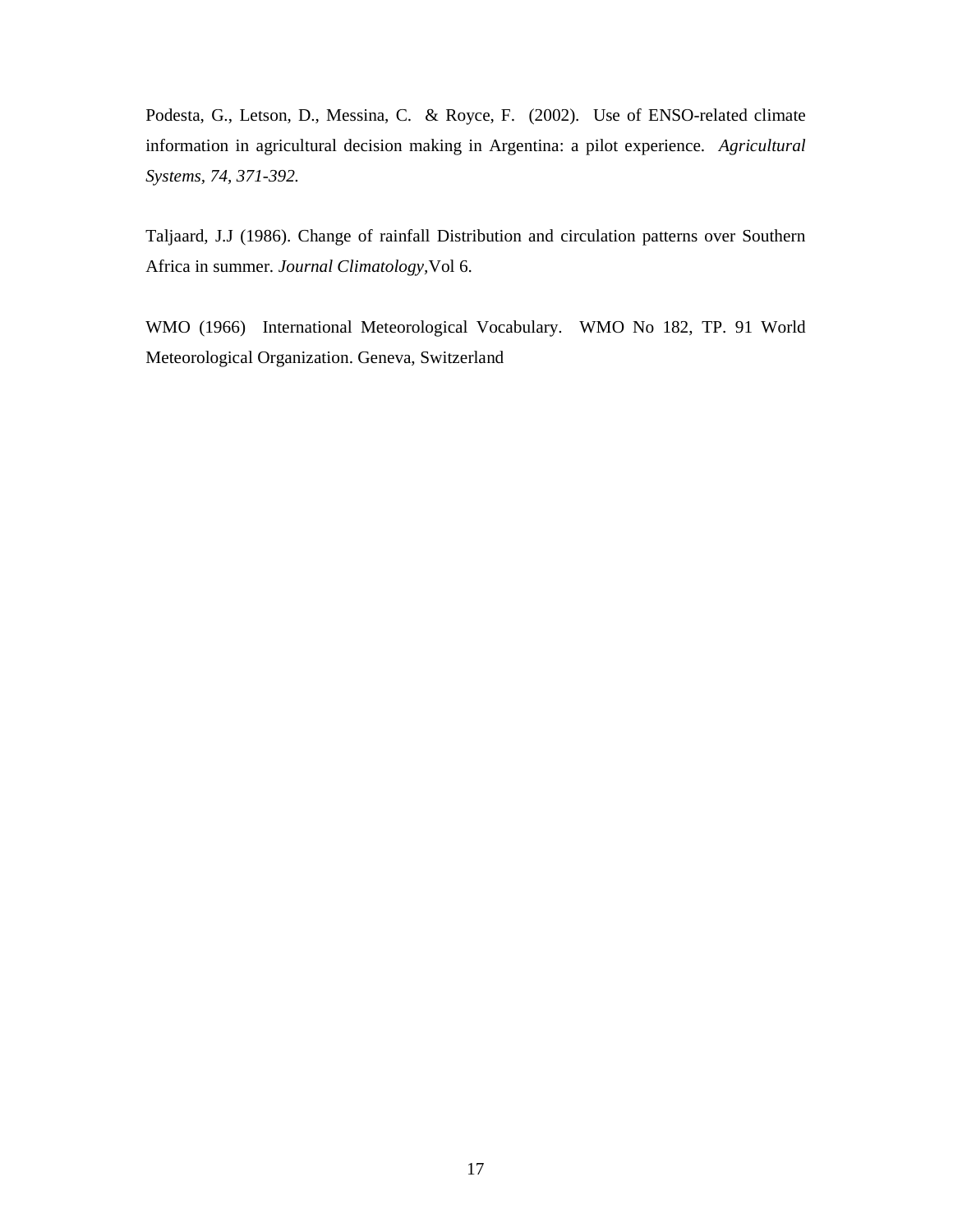Podesta, G., Letson, D., Messina, C.  & Royce, F.  (2002).  Use of ENSO-related climate information in agricultural decision making in Argentina: a pilot experience.  *Agricultural Systems, 74, 371-392.*

Taljaard, J.J (1986). Change of rainfall Distribution and circulation patterns over Southern Africa in summer. *Journal Climatology,*Vol 6.

WMO (1966)  International Meteorological Vocabulary.  WMO No 182, TP. 91 World Meteorological Organization. Geneva, Switzerland